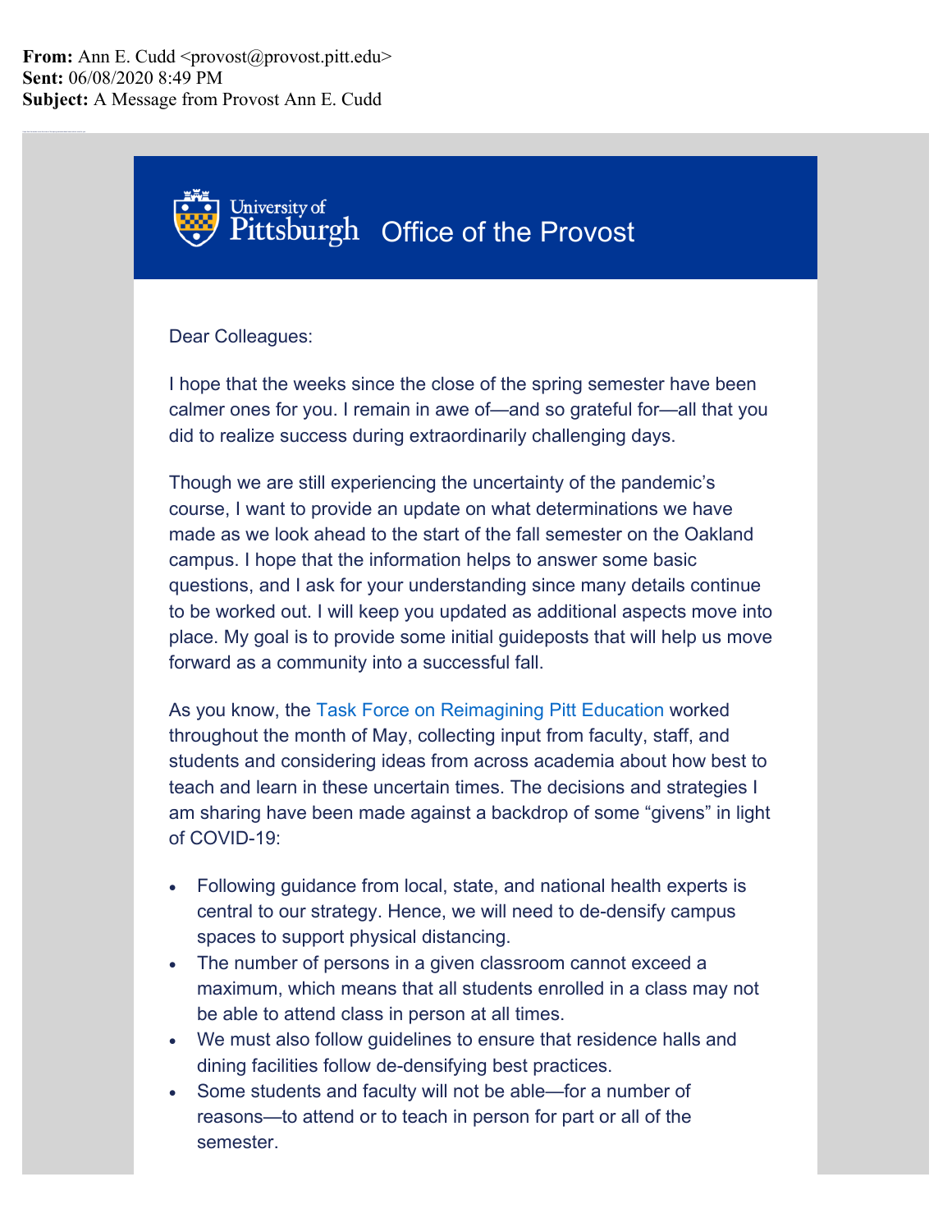**From:** Ann E. Cudd <provost@provost.pitt.edu>
**Sent:** 06/08/2020 8:49 PM
**Subject:** A Message from Provost Ann E. Cudd

University of Pittsburgh Office of the Provost

Dear Colleagues:

I hope that the weeks since the close of the spring semester have been calmer ones for you. I remain in awe of—and so grateful for—all that you did to realize success during extraordinarily challenging days.

Though we are still experiencing the uncertainty of the pandemic's course, I want to provide an update on what determinations we have made as we look ahead to the start of the fall semester on the Oakland campus. I hope that the information helps to answer some basic questions, and I ask for your understanding since many details continue to be worked out. I will keep you updated as additional aspects move into place. My goal is to provide some initial guideposts that will help us move forward as a community into a successful fall.

As you know, the Task Force on Reimagining Pitt Education worked throughout the month of May, collecting input from faculty, staff, and students and considering ideas from across academia about how best to teach and learn in these uncertain times. The decisions and strategies I am sharing have been made against a backdrop of some "givens" in light of COVID-19:

- Following guidance from local, state, and national health experts is central to our strategy. Hence, we will need to de-densify campus spaces to support physical distancing.
- The number of persons in a given classroom cannot exceed a maximum, which means that all students enrolled in a class may not be able to attend class in person at all times.
- We must also follow guidelines to ensure that residence halls and dining facilities follow de-densifying best practices.
- Some students and faculty will not be able—for a number of reasons—to attend or to teach in person for part or all of the semester.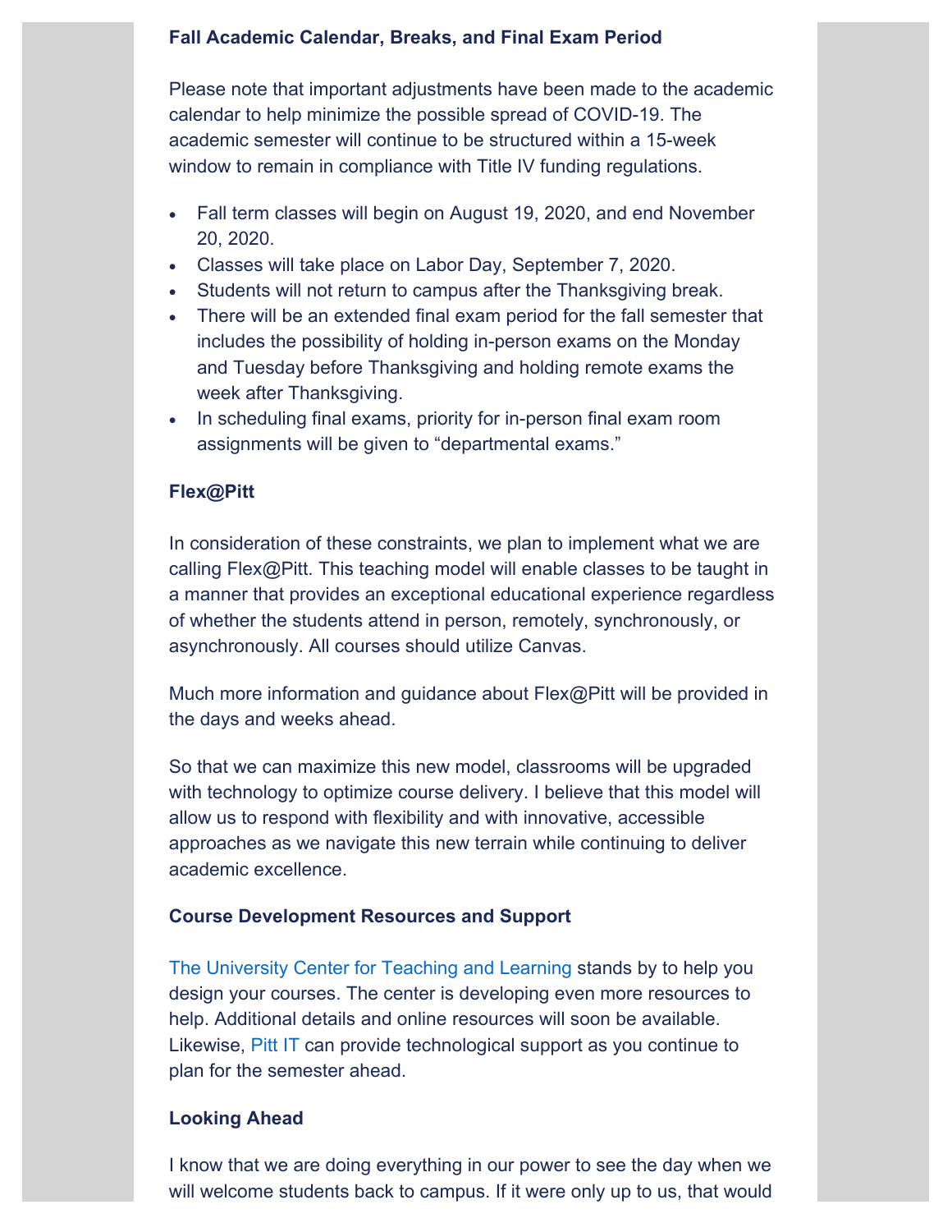**Fall Academic Calendar, Breaks, and Final Exam Period**

Please note that important adjustments have been made to the academic calendar to help minimize the possible spread of COVID-19. The academic semester will continue to be structured within a 15-week window to remain in compliance with Title IV funding regulations.

- Fall term classes will begin on August 19, 2020, and end November 20, 2020.
- Classes will take place on Labor Day, September 7, 2020.
- Students will not return to campus after the Thanksgiving break.
- There will be an extended final exam period for the fall semester that includes the possibility of holding in-person exams on the Monday and Tuesday before Thanksgiving and holding remote exams the week after Thanksgiving.
- In scheduling final exams, priority for in-person final exam room assignments will be given to "departmental exams."

**Flex@Pitt**

In consideration of these constraints, we plan to implement what we are calling Flex@Pitt. This teaching model will enable classes to be taught in a manner that provides an exceptional educational experience regardless of whether the students attend in person, remotely, synchronously, or asynchronously. All courses should utilize Canvas.

Much more information and guidance about Flex@Pitt will be provided in the days and weeks ahead.

So that we can maximize this new model, classrooms will be upgraded with technology to optimize course delivery. I believe that this model will allow us to respond with flexibility and with innovative, accessible approaches as we navigate this new terrain while continuing to deliver academic excellence.

**Course Development Resources and Support**

The University Center for Teaching and Learning stands by to help you design your courses. The center is developing even more resources to help. Additional details and online resources will soon be available. Likewise, Pitt IT can provide technological support as you continue to plan for the semester ahead.

**Looking Ahead**

I know that we are doing everything in our power to see the day when we will welcome students back to campus. If it were only up to us, that would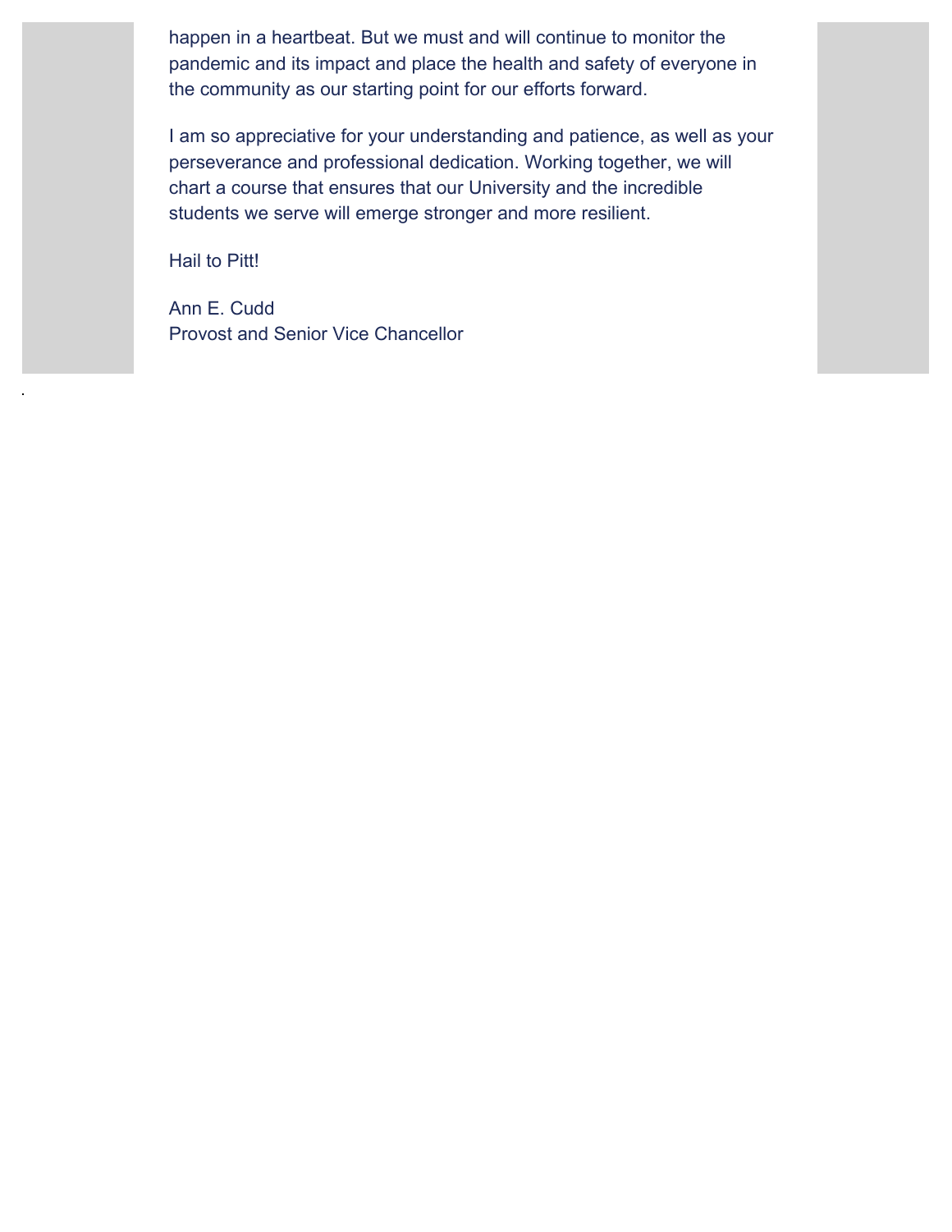happen in a heartbeat. But we must and will continue to monitor the pandemic and its impact and place the health and safety of everyone in the community as our starting point for our efforts forward.

I am so appreciative for your understanding and patience, as well as your perseverance and professional dedication. Working together, we will chart a course that ensures that our University and the incredible students we serve will emerge stronger and more resilient.

Hail to Pitt!

Ann E. Cudd
Provost and Senior Vice Chancellor